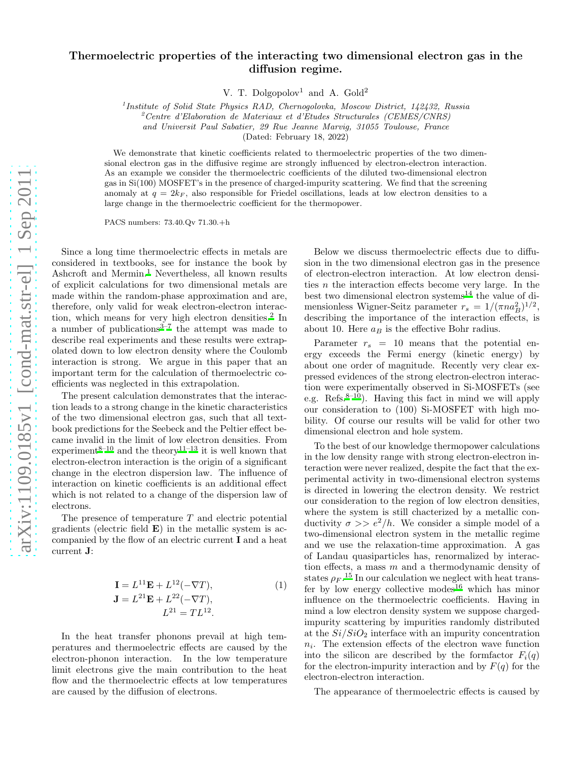# Thermoelectric properties of the interacting two dimensional electron gas in the diffusion regime.

V. T. Dolgopolov[1] and A. Gold[2]

[1]*Institute of Solid State Physics RAD, Chernogolovka, Moscow District, 142432, Russia*
[2]*Centre d'Elaboration de Materiaux et d'Etudes Structurales (CEMES/CNRS) and Universit Paul Sabatier, 29 Rue Jeanne Marvig, 31055 Toulouse, France*

(Dated: February 18, 2022)

We demonstrate that kinetic coefficients related to thermoelectric properties of the two dimensional electron gas in the diffusive regime are strongly influenced by electron-electron interaction. As an example we consider the thermoelectric coefficients of the diluted two-dimensional electron gas in Si(100) MOSFET's in the presence of charged-impurity scattering. We find that the screening anomaly at $q = 2k_F$, also responsible for Friedel oscillations, leads at low electron densities to a large change in the thermoelectric coefficient for the thermopower.

PACS numbers: 73.40.Qv 71.30.+h

Since a long time thermoelectric effects in metals are considered in textbooks, see for instance the book by Ashcroft and Mermin.[1] Nevertheless, all known results of explicit calculations for two dimensional metals are made within the random-phase approximation and are, therefore, only valid for weak electron-electron interaction, which means for very high electron densities.[2] In a number of publications[3–7] the attempt was made to describe real experiments and these results were extrapolated down to low electron density where the Coulomb interaction is strong. We argue in this paper that an important term for the calculation of thermoelectric coefficients was neglected in this extrapolation.

The present calculation demonstrates that the interaction leads to a strong change in the kinetic characteristics of the two dimensional electron gas, such that all textbook predictions for the Seebeck and the Peltier effect became invalid in the limit of low electron densities. From experiment[8–10] and the theory[11–13] it is well known that electron-electron interaction is the origin of a significant change in the electron dispersion law. The influence of interaction on kinetic coefficients is an additional effect which is not related to a change of the dispersion law of electrons.

The presence of temperature $T$ and electric potential gradients (electric field $\mathbf{E}$) in the metallic system is accompanied by the flow of an electric current $\mathbf{I}$ and a heat current $\mathbf{J}$:

$$
\begin{aligned}
\mathbf{I} &= L^{11}\mathbf{E} + L^{12}(-\nabla T), \\
\mathbf{J} &= L^{21}\mathbf{E} + L^{22}(-\nabla T), \\
L^{21} &= TL^{12}.
\end{aligned}
\tag{1}
$$

In the heat transfer phonons prevail at high temperatures and thermoelectric effects are caused by the electron-phonon interaction. In the low temperature limit electrons give the main contribution to the heat flow and the thermoelectric effects at low temperatures are caused by the diffusion of electrons.

Below we discuss thermoelectric effects due to diffusion in the two dimensional electron gas in the presence of electron-electron interaction. At low electron densities $n$ the interaction effects become very large. In the best two dimensional electron systems[14] the value of dimensionless Wigner-Seitz parameter $r_s = 1/(\pi n a_B^2)^{1/2}$, describing the importance of the interaction effects, is about 10. Here $a_B$ is the effective Bohr radius.

Parameter $r_s = 10$ means that the potential energy exceeds the Fermi energy (kinetic energy) by about one order of magnitude. Recently very clear expressed evidences of the strong electron-electron interaction were experimentally observed in Si-MOSFETs (see e.g. Refs.[8–10]). Having in mind this fact we will apply our consideration to (100) Si-MOSFET with high mobility. Of course our results will be valid for other two dimensional electron and hole system.

To the best of our knowledge thermopower calculations in the low density range with strong electron-electron interaction were never realized, despite the fact that the experimental activity in two-dimensional electron systems is directed in lowering the electron density. We restrict our consideration to the region of low electron densities, where the system is still chacterized by a metallic conductivity $\sigma >> e^2/h$. We consider a simple model of a two-dimensional electron system in the metallic regime and we use the relaxation-time approximation. A gas of Landau quasiparticles has, renormalized by interaction effects, a mass $m$ and a thermodynamic density of states $\rho_F$.[15] In our calculation we neglect with heat transfer by low energy collective modes[16] which has minor influence on the thermoelectric coefficients. Having in mind a low electron density system we suppose charged-impurity scattering by impurities randomly distributed at the $Si/SiO_2$ interface with an impurity concentration $n_i$. The extension effects of the electron wave function into the silicon are described by the formfactor $F_i(q)$ for the electron-impurity interaction and by $F(q)$ for the electron-electron interaction.

The appearance of thermoelectric effects is caused by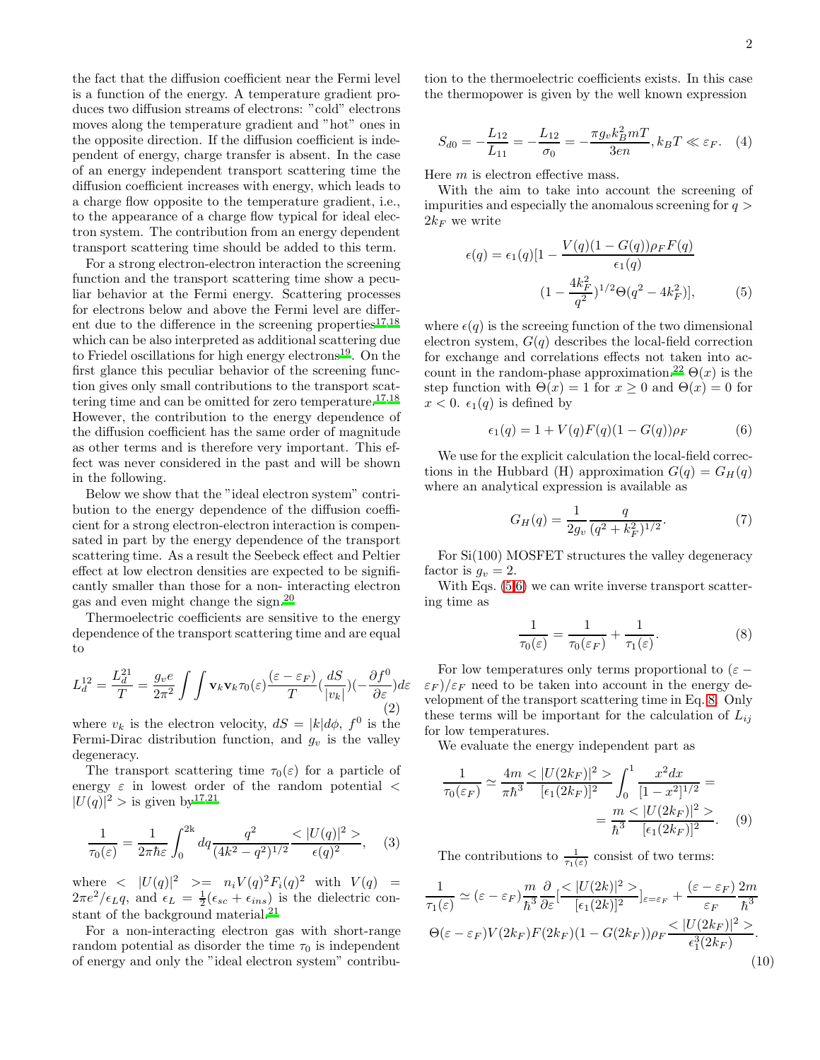the fact that the diffusion coefficient near the Fermi level is a function of the energy. A temperature gradient produces two diffusion streams of electrons: "cold" electrons moves along the temperature gradient and "hot" ones in the opposite direction. If the diffusion coefficient is independent of energy, charge transfer is absent. In the case of an energy independent transport scattering time the diffusion coefficient increases with energy, which leads to a charge flow opposite to the temperature gradient, i.e., to the appearance of a charge flow typical for ideal electron system. The contribution from an energy dependent transport scattering time should be added to this term.

For a strong electron-electron interaction the screening function and the transport scattering time show a peculiar behavior at the Fermi energy. Scattering processes for electrons below and above the Fermi level are different due to the difference in the screening properties[17,18] which can be also interpreted as additional scattering due to Friedel oscillations for high energy electrons[19]. On the first glance this peculiar behavior of the screening function gives only small contributions to the transport scattering time and can be omitted for zero temperature.[17,18] However, the contribution to the energy dependence of the diffusion coefficient has the same order of magnitude as other terms and is therefore very important. This effect was never considered in the past and will be shown in the following.

Below we show that the "ideal electron system" contribution to the energy dependence of the diffusion coefficient for a strong electron-electron interaction is compensated in part by the energy dependence of the transport scattering time. As a result the Seebeck effect and Peltier effect at low electron densities are expected to be significantly smaller than those for a non- interacting electron gas and even might change the sign.[20]

Thermoelectric coefficients are sensitive to the energy dependence of the transport scattering time and are equal to

$$L_d^{12} = \frac{L_d^{21}}{T} = \frac{g_v e}{2\pi^2} \int\int \mathbf{v}_k \mathbf{v}_k \tau_0(\varepsilon) \frac{(\varepsilon - \varepsilon_F)}{T} (\frac{dS}{|v_k|})(-\frac{\partial f^0}{\partial \varepsilon}) d\varepsilon \quad (2)$$

where $v_k$ is the electron velocity, $dS = |k| d\phi$, $f^0$ is the Fermi-Dirac distribution function, and $g_v$ is the valley degeneracy.

The transport scattering time $\tau_0(\varepsilon)$ for a particle of energy $\varepsilon$ in lowest order of the random potential $<|U(q)|^2>$ is given by[17,21]

$$\frac{1}{\tau_0(\varepsilon)} = \frac{1}{2\pi\hbar\varepsilon} \int_0^{2k} dq \frac{q^2}{(4k^2 - q^2)^{1/2}} \frac{<|U(q)|^2>}{\epsilon(q)^2}, \quad (3)$$

where $<|U(q)|^2> = n_i V(q)^2 F_i(q)^2$ with $V(q) = 2\pi e^2/\epsilon_L q$, and $\epsilon_L = \frac{1}{2}(\epsilon_{sc} + \epsilon_{ins})$ is the dielectric constant of the background material.[21]

For a non-interacting electron gas with short-range random potential as disorder the time $\tau_0$ is independent of energy and only the "ideal electron system" contribution to the thermoelectric coefficients exists. In this case the thermopower is given by the well known expression

$$S_{d0} = -\frac{L_{12}}{L_{11}} = -\frac{L_{12}}{\sigma_0} = -\frac{\pi g_v k_B^2 m T}{3en}, k_B T \ll \varepsilon_F. \quad (4)$$

Here $m$ is electron effective mass.

With the aim to take into account the screening of impurities and especially the anomalous screening for $q > 2k_F$ we write

$$\epsilon(q) = \epsilon_1(q)[1 - \frac{V(q)(1 - G(q))\rho_F F(q)}{\epsilon_1(q)} (1 - \frac{4k_F^2}{q^2})^{1/2} \Theta(q^2 - 4k_F^2)], \quad (5)$$

where $\epsilon(q)$ is the screeing function of the two dimensional electron system, $G(q)$ describes the local-field correction for exchange and correlations effects not taken into account in the random-phase approximation.[22] $\Theta(x)$ is the step function with $\Theta(x) = 1$ for $x \geq 0$ and $\Theta(x) = 0$ for $x < 0$. $\epsilon_1(q)$ is defined by

$$\epsilon_1(q) = 1 + V(q)F(q)(1 - G(q))\rho_F \quad (6)$$

We use for the explicit calculation the local-field corrections in the Hubbard (H) approximation $G(q) = G_H(q)$ where an analytical expression is available as

$$G_H(q) = \frac{1}{2g_v} \frac{q}{(q^2 + k_F^2)^{1/2}}. \quad (7)$$

For Si(100) MOSFET structures the valley degeneracy factor is $g_v = 2$.

With Eqs. (5,6) we can write inverse transport scattering time as

$$\frac{1}{\tau_0(\varepsilon)} = \frac{1}{\tau_0(\varepsilon_F)} + \frac{1}{\tau_1(\varepsilon)}. \quad (8)$$

For low temperatures only terms proportional to $(\varepsilon - \varepsilon_F)/\varepsilon_F$ need to be taken into account in the energy development of the transport scattering time in Eq. 8. Only these terms will be important for the calculation of $L_{ij}$ for low temperatures.

We evaluate the energy independent part as

$$\frac{1}{\tau_0(\varepsilon_F)} \simeq \frac{4m}{\pi\hbar^3} \frac{<|U(2k_F)|^2>}{[\epsilon_1(2k_F)]^2} \int_0^1 \frac{x^2 dx}{[1 - x^2]^{1/2}} = \frac{m}{\hbar^3} \frac{<|U(2k_F)|^2>}{[\epsilon_1(2k_F)]^2}. \quad (9)$$

The contributions to $\frac{1}{\tau_1(\varepsilon)}$ consist of two terms:

$$\frac{1}{\tau_1(\varepsilon)} \simeq (\varepsilon - \varepsilon_F) \frac{m}{\hbar^3} \frac{\partial}{\partial \varepsilon} [\frac{<|U(2k)|^2>}{[\epsilon_1(2k)]^2}]_{\varepsilon=\varepsilon_F} + \frac{(\varepsilon - \varepsilon_F)}{\varepsilon_F} \frac{2m}{\hbar^3} \Theta(\varepsilon - \varepsilon_F) V(2k_F) F(2k_F)(1 - G(2k_F))\rho_F \frac{<|U(2k_F)|^2>}{\epsilon_1^3(2k_F)}. \quad (10)$$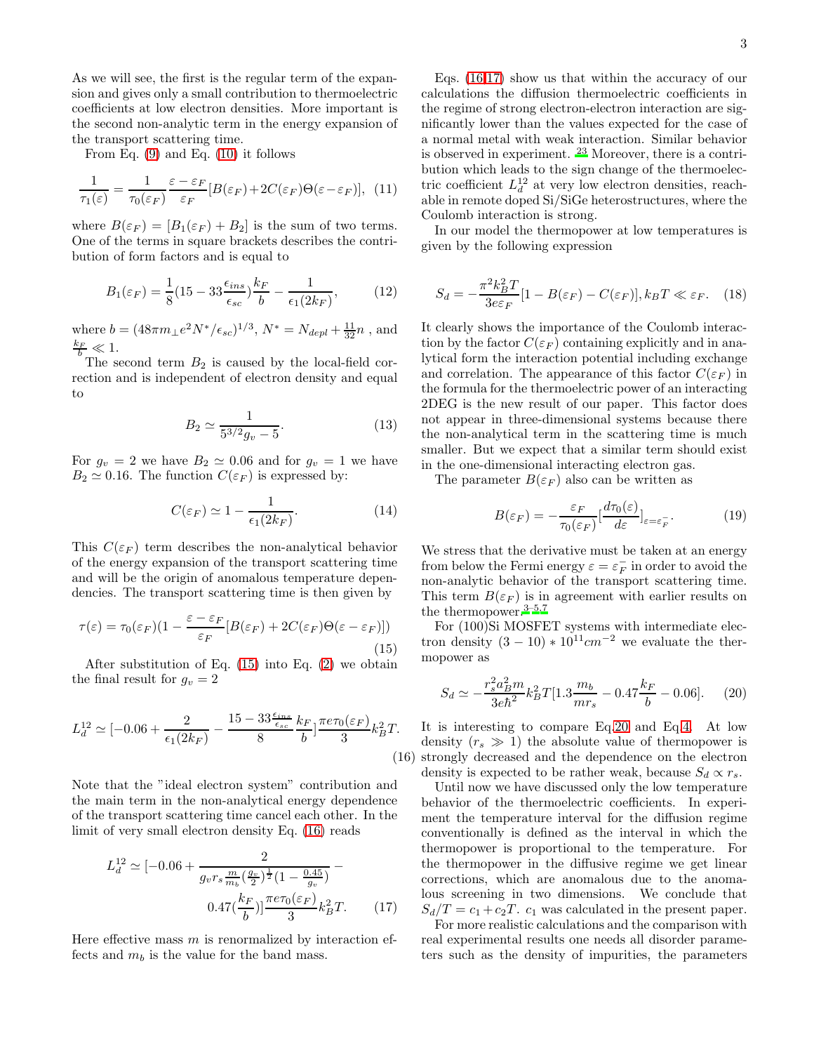As we will see, the first is the regular term of the expansion and gives only a small contribution to thermoelectric coefficients at low electron densities. More important is the second non-analytic term in the energy expansion of the transport scattering time.

From Eq. (9) and Eq. (10) it follows

$$\frac{1}{\tau_1(\varepsilon)} = \frac{1}{\tau_0(\varepsilon_F)}\frac{\varepsilon-\varepsilon_F}{\varepsilon_F}[B(\varepsilon_F)+2C(\varepsilon_F)\Theta(\varepsilon-\varepsilon_F)], \quad (11)$$

where $B(\varepsilon_F) = [B_1(\varepsilon_F) + B_2]$ is the sum of two terms. One of the terms in square brackets describes the contribution of form factors and is equal to

$$B_1(\varepsilon_F) = \frac{1}{8}(15 - 33\frac{\epsilon_{ins}}{\epsilon_{sc}})\frac{k_F}{b} - \frac{1}{\epsilon_1(2k_F)}, \quad (12)$$

where $b = (48\pi m_\perp e^2 N^*/\epsilon_{sc})^{1/3}$, $N^* = N_{depl} + \frac{11}{32}n$ , and $\frac{k_F}{b} \ll 1$.

The second term $B_2$ is caused by the local-field correction and is independent of electron density and equal to

$$B_2 \simeq \frac{1}{5^{3/2}g_v - 5}. \quad (13)$$

For $g_v = 2$ we have $B_2 \simeq 0.06$ and for $g_v = 1$ we have $B_2 \simeq 0.16$. The function $C(\varepsilon_F)$ is expressed by:

$$C(\varepsilon_F) \simeq 1 - \frac{1}{\epsilon_1(2k_F)}. \quad (14)$$

This $C(\varepsilon_F)$ term describes the non-analytical behavior of the energy expansion of the transport scattering time and will be the origin of anomalous temperature dependencies. The transport scattering time is then given by

$$\tau(\varepsilon) = \tau_0(\varepsilon_F)(1 - \frac{\varepsilon-\varepsilon_F}{\varepsilon_F}[B(\varepsilon_F) + 2C(\varepsilon_F)\Theta(\varepsilon - \varepsilon_F)]) \quad (15)$$

After substitution of Eq. (15) into Eq. (2) we obtain the final result for $g_v = 2$

$$L_d^{12} \simeq [-0.06 + \frac{2}{\epsilon_1(2k_F)} - \frac{15 - 33\frac{\epsilon_{ins}}{\epsilon_{sc}}}{8}\frac{k_F}{b}]\frac{\pi e\tau_0(\varepsilon_F)}{3}k_B^2 T. \quad (16)$$

Note that the "ideal electron system" contribution and the main term in the non-analytical energy dependence of the transport scattering time cancel each other. In the limit of very small electron density Eq. (16) reads

$$L_d^{12} \simeq [-0.06 + \frac{2}{g_v r_s \frac{m}{m_b}(\frac{g_v}{2})^{\frac{1}{2}}(1 - \frac{0.45}{g_v})} - 0.47(\frac{k_F}{b})]\frac{\pi e\tau_0(\varepsilon_F)}{3}k_B^2 T. \quad (17)$$

Here effective mass $m$ is renormalized by interaction effects and $m_b$ is the value for the band mass.

Eqs. (16,17) show us that within the accuracy of our calculations the diffusion thermoelectric coefficients in the regime of strong electron-electron interaction are significantly lower than the values expected for the case of a normal metal with weak interaction. Similar behavior is observed in experiment. [23] Moreover, there is a contribution which leads to the sign change of the thermoelectric coefficient $L_d^{12}$ at very low electron densities, reachable in remote doped Si/SiGe heterostructures, where the Coulomb interaction is strong.

In our model the thermopower at low temperatures is given by the following expression

$$S_d = -\frac{\pi^2 k_B^2 T}{3e\varepsilon_F}[1 - B(\varepsilon_F) - C(\varepsilon_F)], k_B T \ll \varepsilon_F. \quad (18)$$

It clearly shows the importance of the Coulomb interaction by the factor $C(\varepsilon_F)$ containing explicitly and in analytical form the interaction potential including exchange and correlation. The appearance of this factor $C(\varepsilon_F)$ in the formula for the thermoelectric power of an interacting 2DEG is the new result of our paper. This factor does not appear in three-dimensional systems because there the non-analytical term in the scattering time is much smaller. But we expect that a similar term should exist in the one-dimensional interacting electron gas.

The parameter $B(\varepsilon_F)$ also can be written as

$$B(\varepsilon_F) = -\frac{\varepsilon_F}{\tau_0(\varepsilon_F)}[\frac{d\tau_0(\varepsilon)}{d\varepsilon}]_{\varepsilon=\varepsilon_F^-}. \quad (19)$$

We stress that the derivative must be taken at an energy from below the Fermi energy $\varepsilon = \varepsilon_F^-$ in order to avoid the non-analytic behavior of the transport scattering time. This term $B(\varepsilon_F)$ is in agreement with earlier results on the thermopower.[3–5,7]

For (100)Si MOSFET systems with intermediate electron density $(3 - 10) * 10^{11} cm^{-2}$ we evaluate the thermopower as

$$S_d \simeq -\frac{r_s^2 a_B^2 m}{3e\hbar^2}k_B^2 T[1.3\frac{m_b}{m r_s} - 0.47\frac{k_F}{b} - 0.06]. \quad (20)$$

It is interesting to compare Eq.20 and Eq.4. At low density ($r_s \gg 1$) the absolute value of thermopower is strongly decreased and the dependence on the electron density is expected to be rather weak, because $S_d \propto r_s$.

Until now we have discussed only the low temperature behavior of the thermoelectric coefficients. In experiment the temperature interval for the diffusion regime conventionally is defined as the interval in which the thermopower is proportional to the temperature. For the thermopower in the diffusive regime we get linear corrections, which are anomalous due to the anomalous screening in two dimensions. We conclude that $S_d/T = c_1 + c_2 T$. $c_1$ was calculated in the present paper.

For more realistic calculations and the comparison with real experimental results one needs all disorder parameters such as the density of impurities, the parameters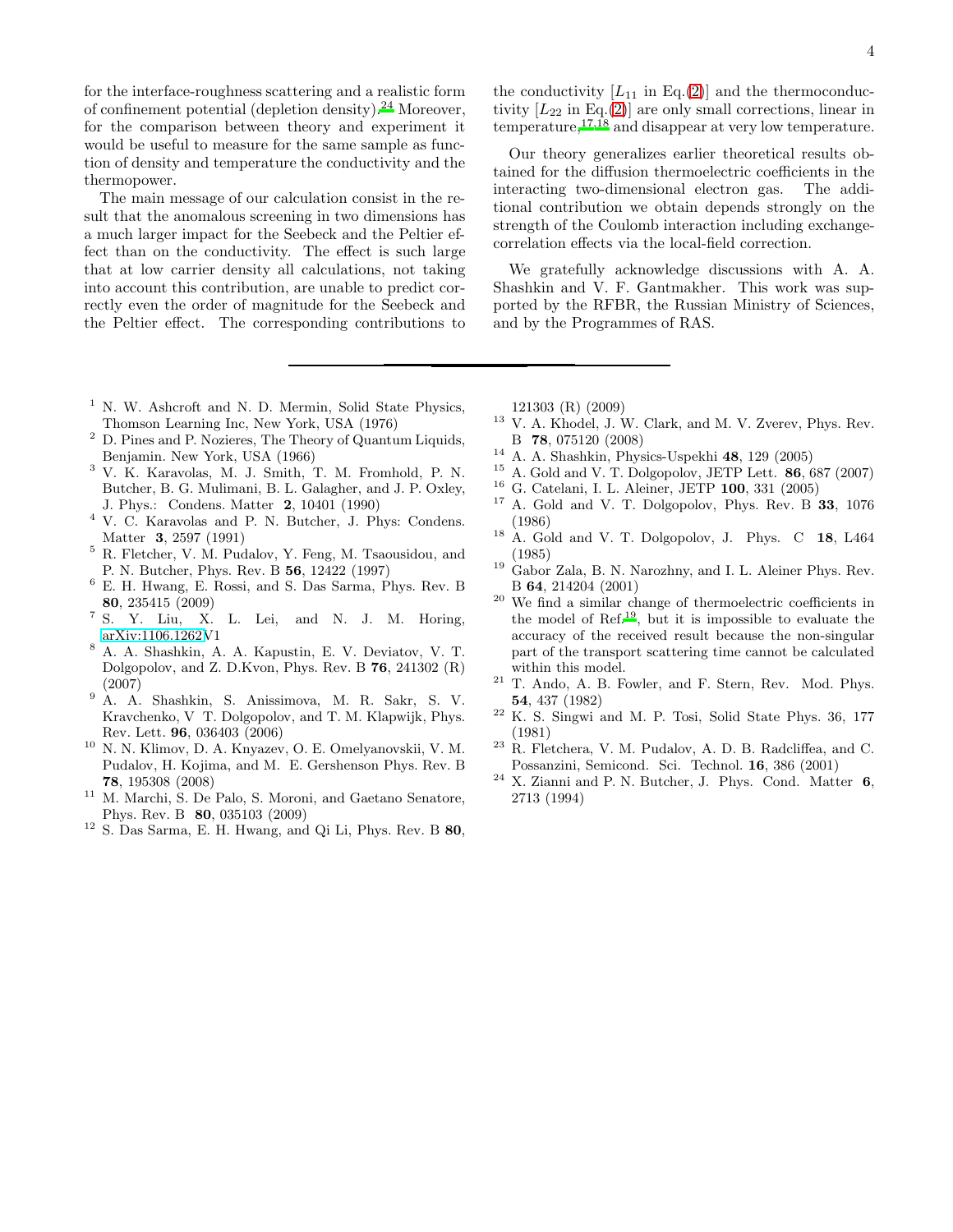for the interface-roughness scattering and a realistic form of confinement potential (depletion density).[24] Moreover, for the comparison between theory and experiment it would be useful to measure for the same sample as function of density and temperature the conductivity and the thermopower.

The main message of our calculation consist in the result that the anomalous screening in two dimensions has a much larger impact for the Seebeck and the Peltier effect than on the conductivity. The effect is such large that at low carrier density all calculations, not taking into account this contribution, are unable to predict correctly even the order of magnitude for the Seebeck and the Peltier effect. The corresponding contributions to the conductivity [$L_{11}$ in Eq.(2)] and the thermoconductivity [$L_{22}$ in Eq.(2)] are only small corrections, linear in temperature,[17,18] and disappear at very low temperature.

Our theory generalizes earlier theoretical results obtained for the diffusion thermoelectric coefficients in the interacting two-dimensional electron gas. The additional contribution we obtain depends strongly on the strength of the Coulomb interaction including exchange-correlation effects via the local-field correction.

We gratefully acknowledge discussions with A. A. Shashkin and V. F. Gantmakher. This work was supported by the RFBR, the Russian Ministry of Sciences, and by the Programmes of RAS.

---

[1] N. W. Ashcroft and N. D. Mermin, Solid State Physics, Thomson Learning Inc, New York, USA (1976)

[2] D. Pines and P. Nozieres, The Theory of Quantum Liquids, Benjamin. New York, USA (1966)

[3] V. K. Karavolas, M. J. Smith, T. M. Fromhold, P. N. Butcher, B. G. Mulimani, B. L. Galagher, and J. P. Oxley, J. Phys.: Condens. Matter **2**, 10401 (1990)

[4] V. C. Karavolas and P. N. Butcher, J. Phys: Condens. Matter **3**, 2597 (1991)

[5] R. Fletcher, V. M. Pudalov, Y. Feng, M. Tsaousidou, and P. N. Butcher, Phys. Rev. B **56**, 12422 (1997)

[6] E. H. Hwang, E. Rossi, and S. Das Sarma, Phys. Rev. B **80**, 235415 (2009)

[7] S. Y. Liu, X. L. Lei, and N. J. M. Horing, arXiv:1106.1262V1

[8] A. A. Shashkin, A. A. Kapustin, E. V. Deviatov, V. T. Dolgopolov, and Z. D.Kvon, Phys. Rev. B **76**, 241302 (R) (2007)

[9] A. A. Shashkin, S. Anissimova, M. R. Sakr, S. V. Kravchenko, V T. Dolgopolov, and T. M. Klapwijk, Phys. Rev. Lett. **96**, 036403 (2006)

[10] N. N. Klimov, D. A. Knyazev, O. E. Omelyanovskii, V. M. Pudalov, H. Kojima, and M. E. Gershenson Phys. Rev. B **78**, 195308 (2008)

[11] M. Marchi, S. De Palo, S. Moroni, and Gaetano Senatore, Phys. Rev. B **80**, 035103 (2009)

[12] S. Das Sarma, E. H. Hwang, and Qi Li, Phys. Rev. B **80**, 121303 (R) (2009)

[13] V. A. Khodel, J. W. Clark, and M. V. Zverev, Phys. Rev. B **78**, 075120 (2008)

[14] A. A. Shashkin, Physics-Uspekhi **48**, 129 (2005)

[15] A. Gold and V. T. Dolgopolov, JETP Lett. **86**, 687 (2007)

[16] G. Catelani, I. L. Aleiner, JETP **100**, 331 (2005)

[17] A. Gold and V. T. Dolgopolov, Phys. Rev. B **33**, 1076 (1986)

[18] A. Gold and V. T. Dolgopolov, J. Phys. C **18**, L464 (1985)

[19] Gabor Zala, B. N. Narozhny, and I. L. Aleiner Phys. Rev. B **64**, 214204 (2001)

[20] We find a similar change of thermoelectric coefficients in the model of Ref.[19], but it is impossible to evaluate the accuracy of the received result because the non-singular part of the transport scattering time cannot be calculated within this model.

[21] T. Ando, A. B. Fowler, and F. Stern, Rev. Mod. Phys. **54**, 437 (1982)

[22] K. S. Singwi and M. P. Tosi, Solid State Phys. 36, 177 (1981)

[23] R. Fletchera, V. M. Pudalov, A. D. B. Radcliffea, and C. Possanzini, Semicond. Sci. Technol. **16**, 386 (2001)

[24] X. Zianni and P. N. Butcher, J. Phys. Cond. Matter **6**, 2713 (1994)